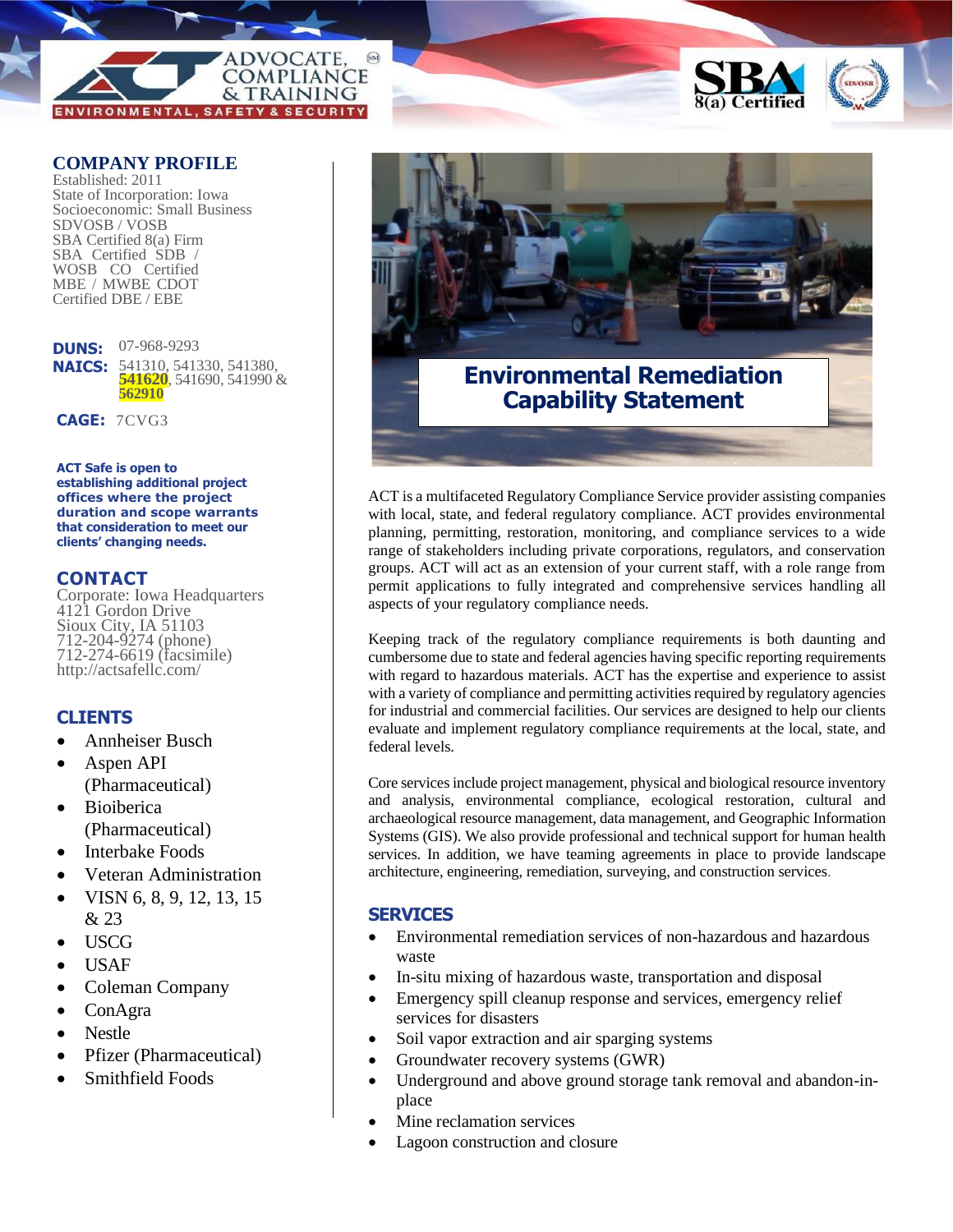ADVOCATE, COMPLIANCE & TRAINING

ENVIRONMENTAL, SAFETY & SECURITY

SBA 8(a) Certified

SDVOSB

## COMPANY PROFILE

Established: 2011
State of Incorporation: Iowa
Socioeconomic: Small Business
SDVOSB / VOSB
SBA Certified 8(a) Firm
SBA Certified SDB /
WOSB CO Certified
MBE / MWBE CDOT
Certified DBE / EBE

**DUNS:** 07-968-9293
**NAICS:** 541310, 541330, 541380, **541620**, 541690, 541990 & **562910**

**CAGE:** 7CVG3

**ACT Safe is open to establishing additional project offices where the project duration and scope warrants that consideration to meet our clients' changing needs.**

## CONTACT

Corporate: Iowa Headquarters
4121 Gordon Drive
Sioux City, IA 51103
712-204-9274 (phone)
712-274-6619 (facsimile)
http://actsafellc.com/

## CLIENTS

- Annheiser Busch
- Aspen API (Pharmaceutical)
- Bioiberica (Pharmaceutical)
- Interbake Foods
- Veteran Administration
- VISN 6, 8, 9, 12, 13, 15 & 23
- USCG
- USAF
- Coleman Company
- ConAgra
- Nestle
- Pfizer (Pharmaceutical)
- Smithfield Foods

# Environmental Remediation Capability Statement

ACT is a multifaceted Regulatory Compliance Service provider assisting companies with local, state, and federal regulatory compliance. ACT provides environmental planning, permitting, restoration, monitoring, and compliance services to a wide range of stakeholders including private corporations, regulators, and conservation groups. ACT will act as an extension of your current staff, with a role range from permit applications to fully integrated and comprehensive services handling all aspects of your regulatory compliance needs.

Keeping track of the regulatory compliance requirements is both daunting and cumbersome due to state and federal agencies having specific reporting requirements with regard to hazardous materials. ACT has the expertise and experience to assist with a variety of compliance and permitting activities required by regulatory agencies for industrial and commercial facilities. Our services are designed to help our clients evaluate and implement regulatory compliance requirements at the local, state, and federal levels.

Core services include project management, physical and biological resource inventory and analysis, environmental compliance, ecological restoration, cultural and archaeological resource management, data management, and Geographic Information Systems (GIS). We also provide professional and technical support for human health services. In addition, we have teaming agreements in place to provide landscape architecture, engineering, remediation, surveying, and construction services.

## SERVICES

- Environmental remediation services of non-hazardous and hazardous waste
- In-situ mixing of hazardous waste, transportation and disposal
- Emergency spill cleanup response and services, emergency relief services for disasters
- Soil vapor extraction and air sparging systems
- Groundwater recovery systems (GWR)
- Underground and above ground storage tank removal and abandon-in-place
- Mine reclamation services
- Lagoon construction and closure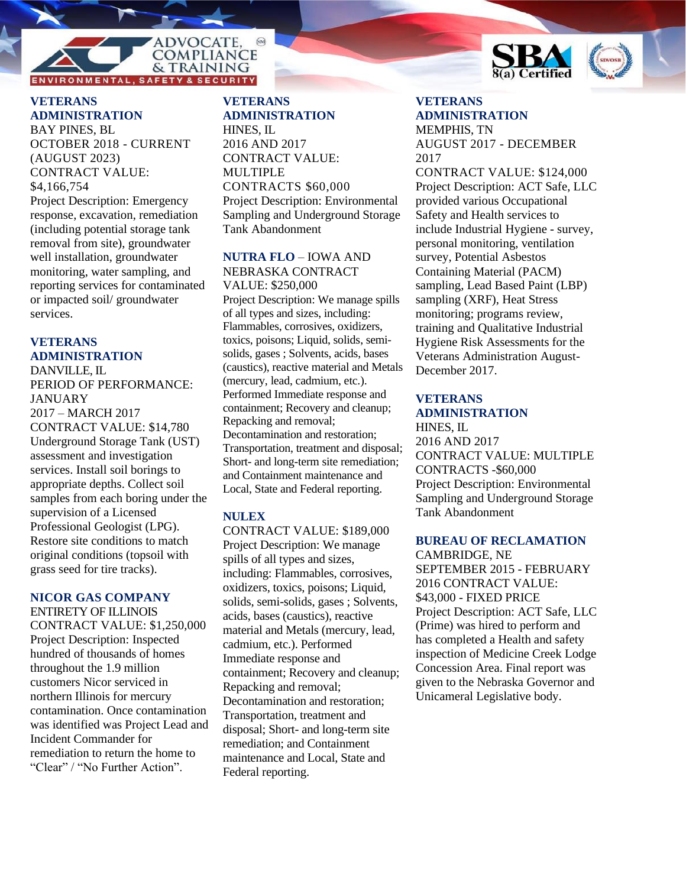ADVOCATE, COMPLIANCE & TRAINING

ENVIRONMENTAL, SAFETY & SECURITY

SBA 8(a) Certified

### VETERANS ADMINISTRATION

BAY PINES, BL
OCTOBER 2018 - CURRENT (AUGUST 2023)
CONTRACT VALUE: $4,166,754

Project Description: Emergency response, excavation, remediation (including potential storage tank removal from site), groundwater well installation, groundwater monitoring, water sampling, and reporting services for contaminated or impacted soil/ groundwater services.

### VETERANS ADMINISTRATION

DANVILLE, IL
PERIOD OF PERFORMANCE: JANUARY 2017 – MARCH 2017
CONTRACT VALUE: $14,780

Underground Storage Tank (UST) assessment and investigation services. Install soil borings to appropriate depths. Collect soil samples from each boring under the supervision of a Licensed Professional Geologist (LPG). Restore site conditions to match original conditions (topsoil with grass seed for tire tracks).

### NICOR GAS COMPANY

ENTIRETY OF ILLINOIS
CONTRACT VALUE: $1,250,000

Project Description: Inspected hundred of thousands of homes throughout the 1.9 million customers Nicor serviced in northern Illinois for mercury contamination. Once contamination was identified was Project Lead and Incident Commander for remediation to return the home to "Clear" / "No Further Action".

### VETERANS ADMINISTRATION

HINES, IL
2016 AND 2017
CONTRACT VALUE: MULTIPLE CONTRACTS $60,000

Project Description: Environmental Sampling and Underground Storage Tank Abandonment

### NUTRA FLO – IOWA AND NEBRASKA CONTRACT VALUE: $250,000

Project Description: We manage spills of all types and sizes, including: Flammables, corrosives, oxidizers, toxics, poisons; Liquid, solids, semi-solids, gases ; Solvents, acids, bases (caustics), reactive material and Metals (mercury, lead, cadmium, etc.). Performed Immediate response and containment; Recovery and cleanup; Repacking and removal; Decontamination and restoration; Transportation, treatment and disposal; Short- and long-term site remediation; and Containment maintenance and Local, State and Federal reporting.

### NULEX

CONTRACT VALUE: $189,000

Project Description: We manage spills of all types and sizes, including: Flammables, corrosives, oxidizers, toxics, poisons; Liquid, solids, semi-solids, gases ; Solvents, acids, bases (caustics), reactive material and Metals (mercury, lead, cadmium, etc.). Performed Immediate response and containment; Recovery and cleanup; Repacking and removal; Decontamination and restoration; Transportation, treatment and disposal; Short- and long-term site remediation; and Containment maintenance and Local, State and Federal reporting.

### VETERANS ADMINISTRATION

MEMPHIS, TN
AUGUST 2017 - DECEMBER 2017
CONTRACT VALUE: $124,000

Project Description: ACT Safe, LLC provided various Occupational Safety and Health services to include Industrial Hygiene - survey, personal monitoring, ventilation survey, Potential Asbestos Containing Material (PACM) sampling, Lead Based Paint (LBP) sampling (XRF), Heat Stress monitoring; programs review, training and Qualitative Industrial Hygiene Risk Assessments for the Veterans Administration August-December 2017.

### VETERANS ADMINISTRATION

HINES, IL
2016 AND 2017
CONTRACT VALUE: MULTIPLE CONTRACTS -$60,000

Project Description: Environmental Sampling and Underground Storage Tank Abandonment

### BUREAU OF RECLAMATION

CAMBRIDGE, NE
SEPTEMBER 2015 - FEBRUARY 2016 CONTRACT VALUE: $43,000 - FIXED PRICE

Project Description: ACT Safe, LLC (Prime) was hired to perform and has completed a Health and safety inspection of Medicine Creek Lodge Concession Area. Final report was given to the Nebraska Governor and Unicameral Legislative body.